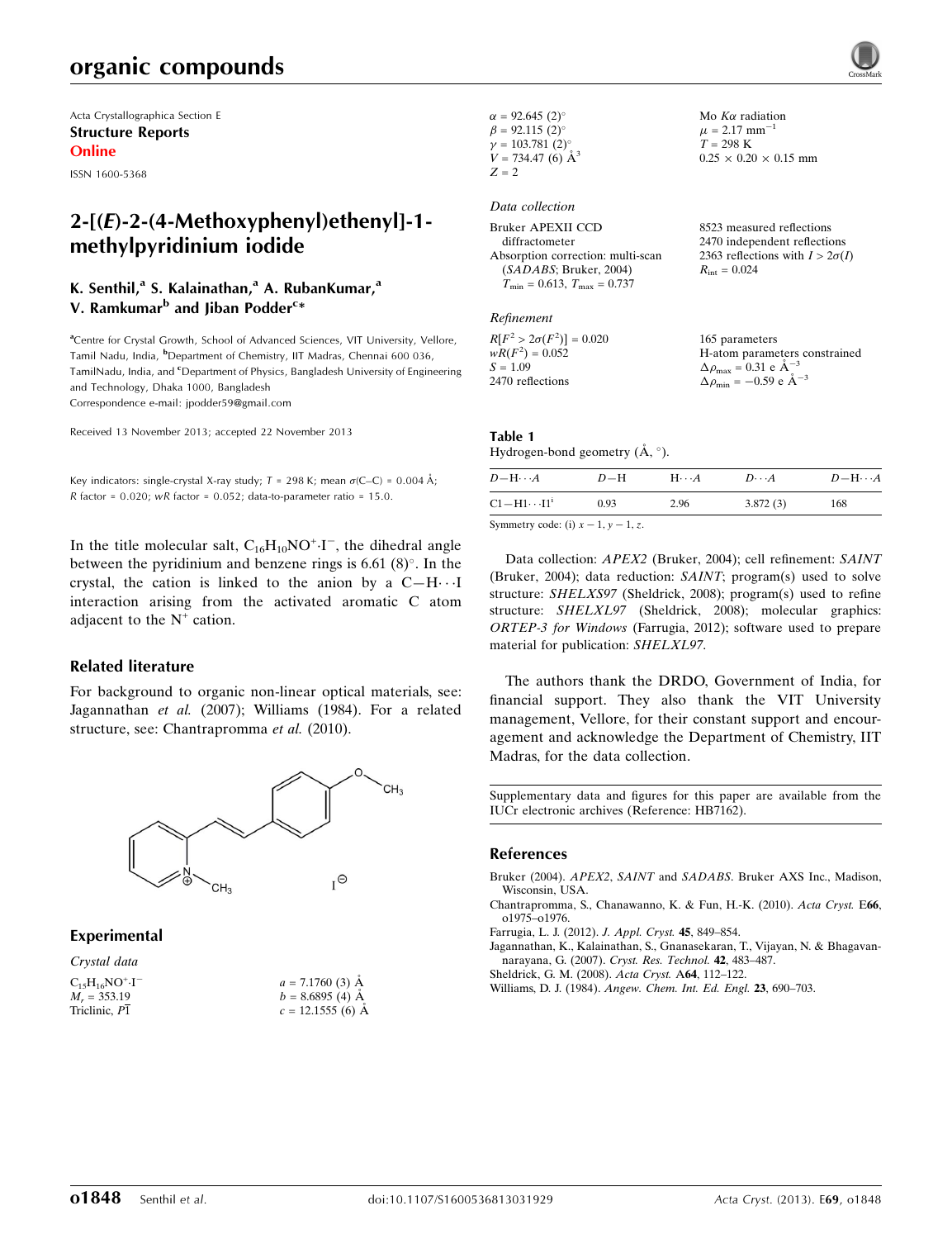Acta Crystallographica Section E
**Structure Reports**
**Online**
ISSN 1600-5368

# 2-[(*E*)-2-(4-Methoxyphenyl)ethenyl]-1-methylpyridinium iodide

**K. Senthil,[a] S. Kalainathan,[a] A. RubanKumar,[a] V. Ramkumar[b] and Jiban Podder[c]***

[a]Centre for Crystal Growth, School of Advanced Sciences, VIT University, Vellore, Tamil Nadu, India, [b]Department of Chemistry, IIT Madras, Chennai 600 036, TamilNadu, India, and [c]Department of Physics, Bangladesh University of Engineering and Technology, Dhaka 1000, Bangladesh
Correspondence e-mail: jpodder59@gmail.com

Received 13 November 2013; accepted 22 November 2013

Key indicators: single-crystal X-ray study; $T$ = 298 K; mean $\sigma$(C–C) = 0.004 Å; $R$ factor = 0.020; $wR$ factor = 0.052; data-to-parameter ratio = 15.0.

In the title molecular salt, $C_{16}H_{10}NO^{+}\cdot I^{-}$, the dihedral angle between the pyridinium and benzene rings is 6.61 (8)°. In the crystal, the cation is linked to the anion by a C—H⋯I interaction arising from the activated aromatic C atom adjacent to the $N^{+}$ cation.

## Related literature

For background to organic non-linear optical materials, see: Jagannathan *et al.* (2007); Williams (1984). For a related structure, see: Chantrapromma *et al.* (2010).

## Experimental

*Crystal data*

$C_{15}H_{16}NO^{+}\cdot I^{-}$
$M_r$ = 353.19
Triclinic, $P\bar{1}$
$a$ = 7.1760 (3) Å
$b$ = 8.6895 (4) Å
$c$ = 12.1555 (6) Å
$\alpha$ = 92.645 (2)°
$\beta$ = 92.115 (2)°
$\gamma$ = 103.781 (2)°
$V$ = 734.47 (6) Å$^3$
$Z$ = 2
Mo $K\alpha$ radiation
$\mu$ = 2.17 mm$^{-1}$
$T$ = 298 K
0.25 × 0.20 × 0.15 mm

*Data collection*

Bruker APEXII CCD diffractometer
Absorption correction: multi-scan (*SADABS*; Bruker, 2004)
$T_{min}$ = 0.613, $T_{max}$ = 0.737
8523 measured reflections
2470 independent reflections
2363 reflections with $I > 2\sigma(I)$
$R_{int}$ = 0.024

*Refinement*

$R[F^2 > 2\sigma(F^2)]$ = 0.020
$wR(F^2)$ = 0.052
$S$ = 1.09
2470 reflections
165 parameters
H-atom parameters constrained
$\Delta\rho_{max}$ = 0.31 e Å$^{-3}$
$\Delta\rho_{min}$ = −0.59 e Å$^{-3}$

**Table 1**
Hydrogen-bond geometry (Å, °).

| $D$—H⋯$A$ | $D$—H | H⋯$A$ | $D$⋯$A$ | $D$—H⋯$A$ |
|---|---|---|---|---|
| C1—H1⋯I1[i] | 0.93 | 2.96 | 3.872 (3) | 168 |

Symmetry code: (i) $x-1, y-1, z$.

Data collection: *APEX2* (Bruker, 2004); cell refinement: *SAINT* (Bruker, 2004); data reduction: *SAINT*; program(s) used to solve structure: *SHELXS97* (Sheldrick, 2008); program(s) used to refine structure: *SHELXL97* (Sheldrick, 2008); molecular graphics: *ORTEP-3 for Windows* (Farrugia, 2012); software used to prepare material for publication: *SHELXL97*.

The authors thank the DRDO, Government of India, for financial support. They also thank the VIT University management, Vellore, for their constant support and encouragement and acknowledge the Department of Chemistry, IIT Madras, for the data collection.

Supplementary data and figures for this paper are available from the IUCr electronic archives (Reference: HB7162).

## References

Bruker (2004). *APEX2*, *SAINT* and *SADABS*. Bruker AXS Inc., Madison, Wisconsin, USA.
Chantrapromma, S., Chanawanno, K. & Fun, H.-K. (2010). *Acta Cryst.* E**66**, o1975–o1976.
Farrugia, L. J. (2012). *J. Appl. Cryst.* **45**, 849–854.
Jagannathan, K., Kalainathan, S., Gnanasekaran, T., Vijayan, N. & Bhagavannarayana, G. (2007). *Cryst. Res. Technol.* **42**, 483–487.
Sheldrick, G. M. (2008). *Acta Cryst.* A**64**, 112–122.
Williams, D. J. (1984). *Angew. Chem. Int. Ed. Engl.* **23**, 690–703.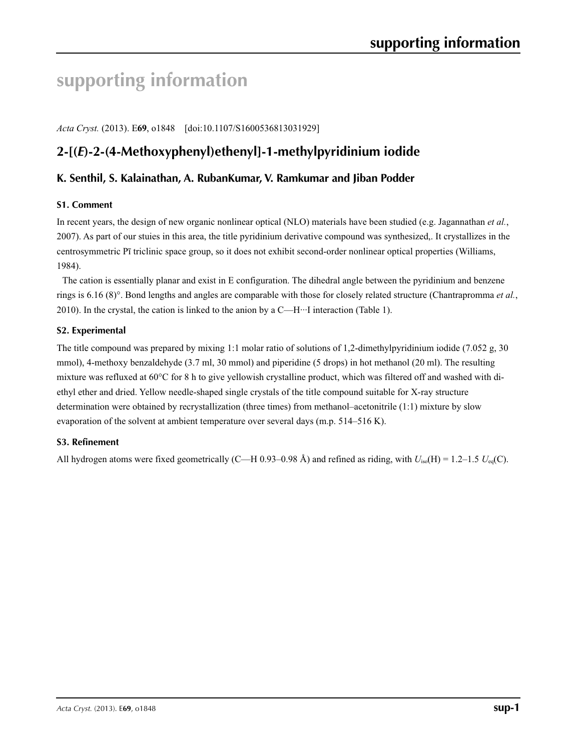# supporting information

*Acta Cryst.* (2013). E**69**, o1848 [doi:10.1107/S1600536813031929]

## 2-[(*E*)-2-(4-Methoxyphenyl)ethenyl]-1-methylpyridinium iodide

### K. Senthil, S. Kalainathan, A. RubanKumar, V. Ramkumar and Jiban Podder

#### S1. Comment

In recent years, the design of new organic nonlinear optical (NLO) materials have been studied (e.g. Jagannathan *et al.*, 2007). As part of our stuies in this area, the title pyridinium derivative compound was synthesized,. It crystallizes in the centrosymmetric P$\bar{1}$ triclinic space group, so it does not exhibit second-order nonlinear optical properties (Williams, 1984).

The cation is essentially planar and exist in E configuration. The dihedral angle between the pyridinium and benzene rings is 6.16 (8)°. Bond lengths and angles are comparable with those for closely related structure (Chantrapromma *et al.*, 2010). In the crystal, the cation is linked to the anion by a C—H···I interaction (Table 1).

#### S2. Experimental

The title compound was prepared by mixing 1:1 molar ratio of solutions of 1,2-dimethylpyridinium iodide (7.052 g, 30 mmol), 4-methoxy benzaldehyde (3.7 ml, 30 mmol) and piperidine (5 drops) in hot methanol (20 ml). The resulting mixture was refluxed at 60°C for 8 h to give yellowish crystalline product, which was filtered off and washed with di-ethyl ether and dried. Yellow needle-shaped single crystals of the title compound suitable for X-ray structure determination were obtained by recrystallization (three times) from methanol–acetonitrile (1:1) mixture by slow evaporation of the solvent at ambient temperature over several days (m.p. 514–516 K).

#### S3. Refinement

All hydrogen atoms were fixed geometrically (C—H 0.93–0.98 Å) and refined as riding, with $U_{iso}$(H) = 1.2–1.5 $U_{eq}$(C).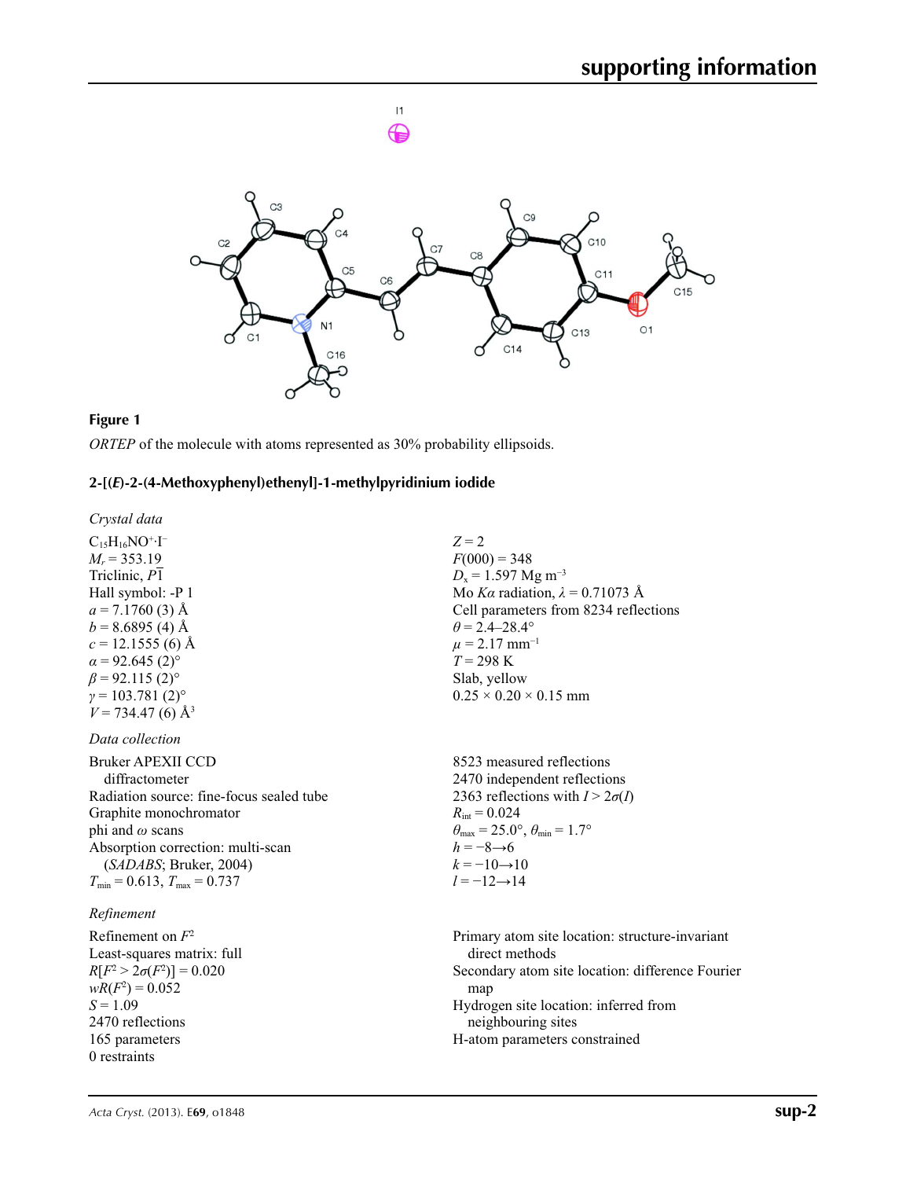**Figure 1**

*ORTEP* of the molecule with atoms represented as 30% probability ellipsoids.

## 2-[(*E*)-2-(4-Methoxyphenyl)ethenyl]-1-methylpyridinium iodide

### *Crystal data*

$C_{15}H_{16}NO^+·I^-$
$M_r = 353.19$
Triclinic, $P\overline{1}$
Hall symbol: -P 1
$a = 7.1760$ (3) Å
$b = 8.6895$ (4) Å
$c = 12.1555$ (6) Å
$\alpha = 92.645$ (2)°
$\beta = 92.115$ (2)°
$\gamma = 103.781$ (2)°
$V = 734.47$ (6) Å$^3$
$Z = 2$
$F(000) = 348$
$D_x = 1.597$ Mg m$^{-3}$
Mo $K\alpha$ radiation, $\lambda = 0.71073$ Å
Cell parameters from 8234 reflections
$\theta = 2.4$–28.4°
$\mu = 2.17$ mm$^{-1}$
$T = 298$ K
Slab, yellow
0.25 × 0.20 × 0.15 mm

### *Data collection*

Bruker APEXII CCD diffractometer
Radiation source: fine-focus sealed tube
Graphite monochromator
phi and $\omega$ scans
Absorption correction: multi-scan (*SADABS*; Bruker, 2004)
$T_{min} = 0.613$, $T_{max} = 0.737$
8523 measured reflections
2470 independent reflections
2363 reflections with $I > 2\sigma(I)$
$R_{int} = 0.024$
$\theta_{max} = 25.0°$, $\theta_{min} = 1.7°$
$h = -8 \rightarrow 6$
$k = -10 \rightarrow 10$
$l = -12 \rightarrow 14$

### *Refinement*

Refinement on $F^2$
Least-squares matrix: full
$R[F^2 > 2\sigma(F^2)] = 0.020$
$wR(F^2) = 0.052$
$S = 1.09$
2470 reflections
165 parameters
0 restraints
Primary atom site location: structure-invariant direct methods
Secondary atom site location: difference Fourier map
Hydrogen site location: inferred from neighbouring sites
H-atom parameters constrained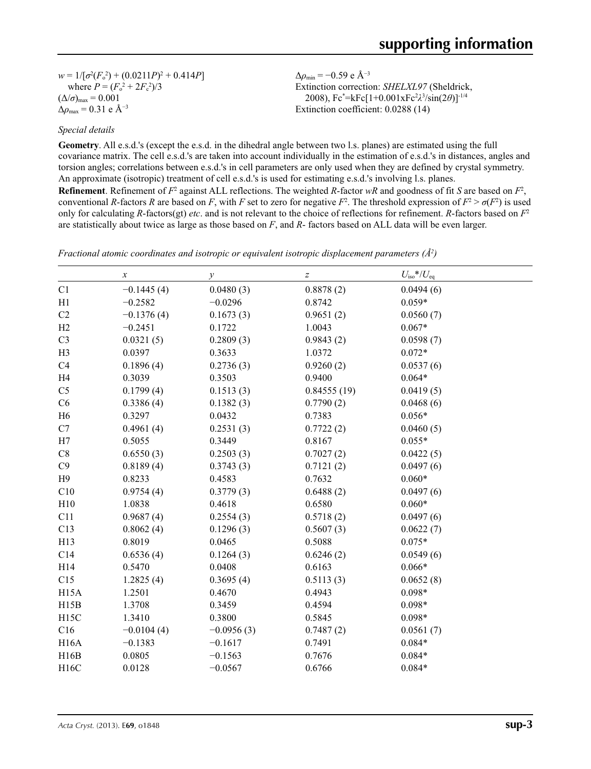$w = 1/[\sigma^2(F_o^2) + (0.0211P)^2 + 0.414P]$
where $P = (F_o^2 + 2F_c^2)/3$
$(\Delta/\sigma)_{max} = 0.001$
$\Delta\rho_{max} = 0.31$ e Å$^{-3}$
$\Delta\rho_{min} = -0.59$ e Å$^{-3}$
Extinction correction: *SHELXL97* (Sheldrick, 2008), Fc$^*$=kFc[1+0.001xFc$^2\lambda^3$/sin(2$\theta$)]$^{-1/4}$
Extinction coefficient: 0.0288 (14)

*Special details*

**Geometry**. All e.s.d.'s (except the e.s.d. in the dihedral angle between two l.s. planes) are estimated using the full covariance matrix. The cell e.s.d.'s are taken into account individually in the estimation of e.s.d.'s in distances, angles and torsion angles; correlations between e.s.d.'s in cell parameters are only used when they are defined by crystal symmetry. An approximate (isotropic) treatment of cell e.s.d.'s is used for estimating e.s.d.'s involving l.s. planes.

**Refinement**. Refinement of $F^2$ against ALL reflections. The weighted $R$-factor $wR$ and goodness of fit $S$ are based on $F^2$, conventional $R$-factors $R$ are based on $F$, with $F$ set to zero for negative $F^2$. The threshold expression of $F^2 > \sigma(F^2)$ is used only for calculating $R$-factors(gt) *etc*. and is not relevant to the choice of reflections for refinement. $R$-factors based on $F^2$ are statistically about twice as large as those based on $F$, and $R$- factors based on ALL data will be even larger.

*Fractional atomic coordinates and isotropic or equivalent isotropic displacement parameters (Å$^2$)*

| | $x$ | $y$ | $z$ | $U_{iso}$*/$U_{eq}$ |
|---|---|---|---|---|
| C1 | −0.1445 (4) | 0.0480 (3) | 0.8878 (2) | 0.0494 (6) |
| H1 | −0.2582 | −0.0296 | 0.8742 | 0.059* |
| C2 | −0.1376 (4) | 0.1673 (3) | 0.9651 (2) | 0.0560 (7) |
| H2 | −0.2451 | 0.1722 | 1.0043 | 0.067* |
| C3 | 0.0321 (5) | 0.2809 (3) | 0.9843 (2) | 0.0598 (7) |
| H3 | 0.0397 | 0.3633 | 1.0372 | 0.072* |
| C4 | 0.1896 (4) | 0.2736 (3) | 0.9260 (2) | 0.0537 (6) |
| H4 | 0.3039 | 0.3503 | 0.9400 | 0.064* |
| C5 | 0.1799 (4) | 0.1513 (3) | 0.84555 (19) | 0.0419 (5) |
| C6 | 0.3386 (4) | 0.1382 (3) | 0.7790 (2) | 0.0468 (6) |
| H6 | 0.3297 | 0.0432 | 0.7383 | 0.056* |
| C7 | 0.4961 (4) | 0.2531 (3) | 0.7722 (2) | 0.0460 (5) |
| H7 | 0.5055 | 0.3449 | 0.8167 | 0.055* |
| C8 | 0.6550 (3) | 0.2503 (3) | 0.7027 (2) | 0.0422 (5) |
| C9 | 0.8189 (4) | 0.3743 (3) | 0.7121 (2) | 0.0497 (6) |
| H9 | 0.8233 | 0.4583 | 0.7632 | 0.060* |
| C10 | 0.9754 (4) | 0.3779 (3) | 0.6488 (2) | 0.0497 (6) |
| H10 | 1.0838 | 0.4618 | 0.6580 | 0.060* |
| C11 | 0.9687 (4) | 0.2554 (3) | 0.5718 (2) | 0.0497 (6) |
| C13 | 0.8062 (4) | 0.1296 (3) | 0.5607 (3) | 0.0622 (7) |
| H13 | 0.8019 | 0.0465 | 0.5088 | 0.075* |
| C14 | 0.6536 (4) | 0.1264 (3) | 0.6246 (2) | 0.0549 (6) |
| H14 | 0.5470 | 0.0408 | 0.6163 | 0.066* |
| C15 | 1.2825 (4) | 0.3695 (4) | 0.5113 (3) | 0.0652 (8) |
| H15A | 1.2501 | 0.4670 | 0.4943 | 0.098* |
| H15B | 1.3708 | 0.3459 | 0.4594 | 0.098* |
| H15C | 1.3410 | 0.3800 | 0.5845 | 0.098* |
| C16 | −0.0104 (4) | −0.0956 (3) | 0.7487 (2) | 0.0561 (7) |
| H16A | −0.1383 | −0.1617 | 0.7491 | 0.084* |
| H16B | 0.0805 | −0.1563 | 0.7676 | 0.084* |
| H16C | 0.0128 | −0.0567 | 0.6766 | 0.084* |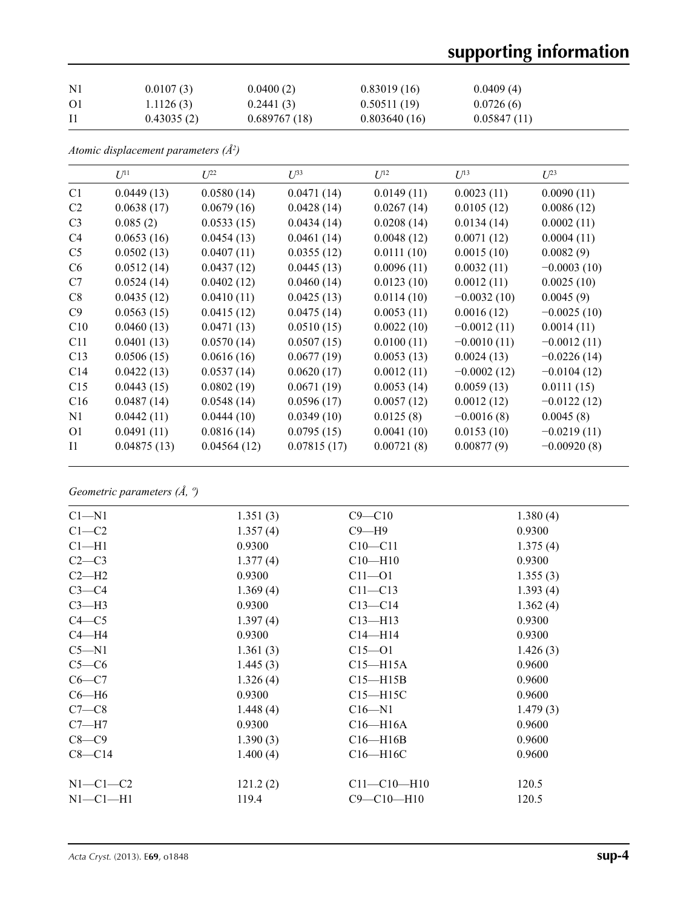| N1 | 0.0107 (3) | 0.0400 (2) | 0.83019 (16) | 0.0409 (4) |
|---|---|---|---|---|
| O1 | 1.1126 (3) | 0.2441 (3) | 0.50511 (19) | 0.0726 (6) |
| I1 | 0.43035 (2) | 0.689767 (18) | 0.803640 (16) | 0.05847 (11) |

*Atomic displacement parameters (Å$^2$)*

| | $U^{11}$ | $U^{22}$ | $U^{33}$ | $U^{12}$ | $U^{13}$ | $U^{23}$ |
|---|---|---|---|---|---|---|
| C1 | 0.0449 (13) | 0.0580 (14) | 0.0471 (14) | 0.0149 (11) | 0.0023 (11) | 0.0090 (11) |
| C2 | 0.0638 (17) | 0.0679 (16) | 0.0428 (14) | 0.0267 (14) | 0.0105 (12) | 0.0086 (12) |
| C3 | 0.085 (2) | 0.0533 (15) | 0.0434 (14) | 0.0208 (14) | 0.0134 (14) | 0.0002 (11) |
| C4 | 0.0653 (16) | 0.0454 (13) | 0.0461 (14) | 0.0048 (12) | 0.0071 (12) | 0.0004 (11) |
| C5 | 0.0502 (13) | 0.0407 (11) | 0.0355 (12) | 0.0111 (10) | 0.0015 (10) | 0.0082 (9) |
| C6 | 0.0512 (14) | 0.0437 (12) | 0.0445 (13) | 0.0096 (11) | 0.0032 (11) | −0.0003 (10) |
| C7 | 0.0524 (14) | 0.0402 (12) | 0.0460 (14) | 0.0123 (10) | 0.0012 (11) | 0.0025 (10) |
| C8 | 0.0435 (12) | 0.0410 (11) | 0.0425 (13) | 0.0114 (10) | −0.0032 (10) | 0.0045 (9) |
| C9 | 0.0563 (15) | 0.0415 (12) | 0.0475 (14) | 0.0053 (11) | 0.0016 (12) | −0.0025 (10) |
| C10 | 0.0460 (13) | 0.0471 (13) | 0.0510 (15) | 0.0022 (10) | −0.0012 (11) | 0.0014 (11) |
| C11 | 0.0401 (13) | 0.0570 (14) | 0.0507 (15) | 0.0100 (11) | −0.0010 (11) | −0.0012 (11) |
| C13 | 0.0506 (15) | 0.0616 (16) | 0.0677 (19) | 0.0053 (13) | 0.0024 (13) | −0.0226 (14) |
| C14 | 0.0422 (13) | 0.0537 (14) | 0.0620 (17) | 0.0012 (11) | −0.0002 (12) | −0.0104 (12) |
| C15 | 0.0443 (15) | 0.0802 (19) | 0.0671 (19) | 0.0053 (14) | 0.0059 (13) | 0.0111 (15) |
| C16 | 0.0487 (14) | 0.0548 (14) | 0.0596 (17) | 0.0057 (12) | 0.0012 (12) | −0.0122 (12) |
| N1 | 0.0442 (11) | 0.0444 (10) | 0.0349 (10) | 0.0125 (8) | −0.0016 (8) | 0.0045 (8) |
| O1 | 0.0491 (11) | 0.0816 (14) | 0.0795 (15) | 0.0041 (10) | 0.0153 (10) | −0.0219 (11) |
| I1 | 0.04875 (13) | 0.04564 (12) | 0.07815 (17) | 0.00721 (8) | 0.00877 (9) | −0.00920 (8) |

*Geometric parameters (Å, º)*

| | | | |
|---|---|---|---|
| C1—N1 | 1.351 (3) | C9—C10 | 1.380 (4) |
| C1—C2 | 1.357 (4) | C9—H9 | 0.9300 |
| C1—H1 | 0.9300 | C10—C11 | 1.375 (4) |
| C2—C3 | 1.377 (4) | C10—H10 | 0.9300 |
| C2—H2 | 0.9300 | C11—O1 | 1.355 (3) |
| C3—C4 | 1.369 (4) | C11—C13 | 1.393 (4) |
| C3—H3 | 0.9300 | C13—C14 | 1.362 (4) |
| C4—C5 | 1.397 (4) | C13—H13 | 0.9300 |
| C4—H4 | 0.9300 | C14—H14 | 0.9300 |
| C5—N1 | 1.361 (3) | C15—O1 | 1.426 (3) |
| C5—C6 | 1.445 (3) | C15—H15A | 0.9600 |
| C6—C7 | 1.326 (4) | C15—H15B | 0.9600 |
| C6—H6 | 0.9300 | C15—H15C | 0.9600 |
| C7—C8 | 1.448 (4) | C16—N1 | 1.479 (3) |
| C7—H7 | 0.9300 | C16—H16A | 0.9600 |
| C8—C9 | 1.390 (3) | C16—H16B | 0.9600 |
| C8—C14 | 1.400 (4) | C16—H16C | 0.9600 |
| | | | |
| N1—C1—C2 | 121.2 (2) | C11—C10—H10 | 120.5 |
| N1—C1—H1 | 119.4 | C9—C10—H10 | 120.5 |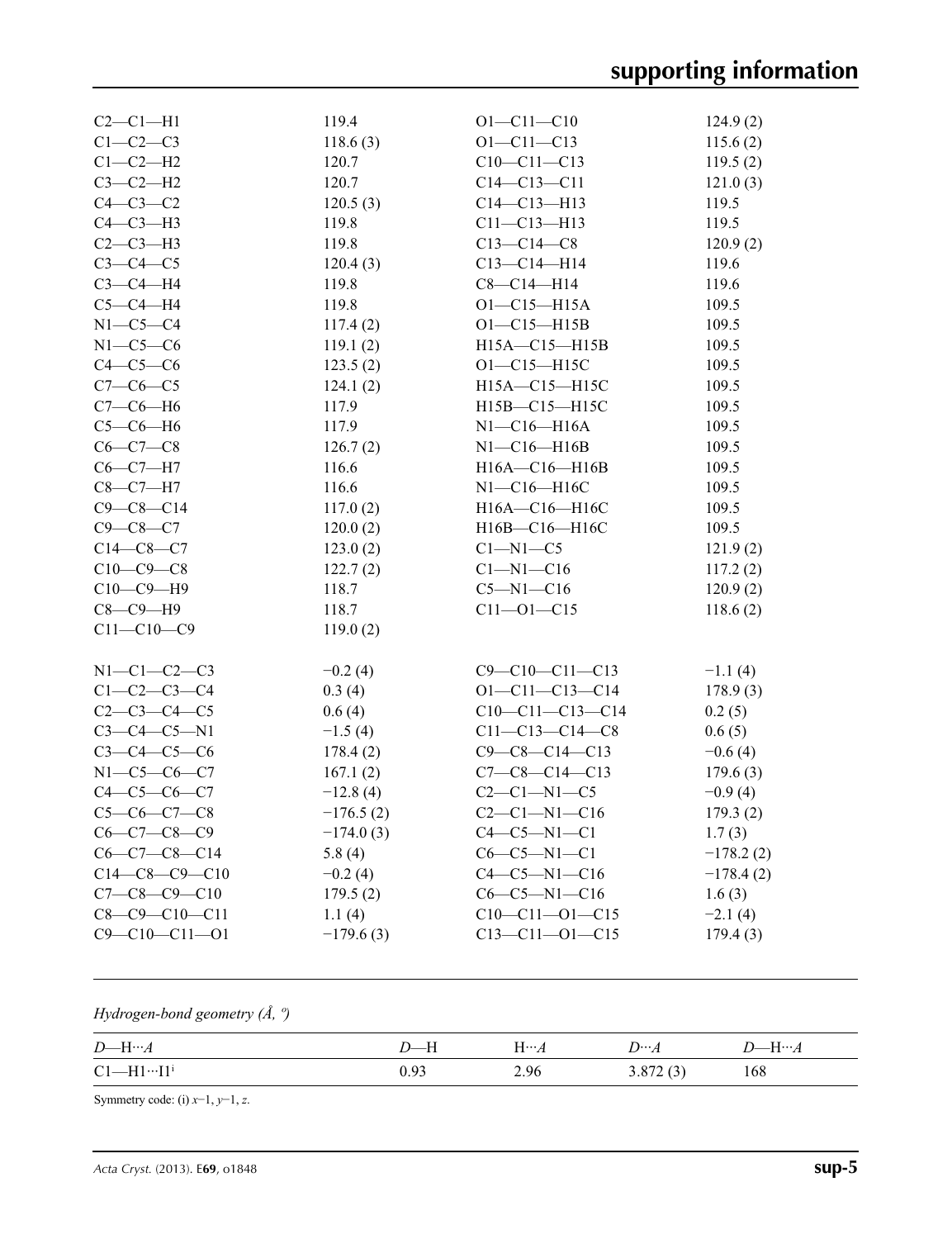| | | | |
|---|---|---|---|
| C2—C1—H1 | 119.4 | O1—C11—C10 | 124.9 (2) |
| C1—C2—C3 | 118.6 (3) | O1—C11—C13 | 115.6 (2) |
| C1—C2—H2 | 120.7 | C10—C11—C13 | 119.5 (2) |
| C3—C2—H2 | 120.7 | C14—C13—C11 | 121.0 (3) |
| C4—C3—C2 | 120.5 (3) | C14—C13—H13 | 119.5 |
| C4—C3—H3 | 119.8 | C11—C13—H13 | 119.5 |
| C2—C3—H3 | 119.8 | C13—C14—C8 | 120.9 (2) |
| C3—C4—C5 | 120.4 (3) | C13—C14—H14 | 119.6 |
| C3—C4—H4 | 119.8 | C8—C14—H14 | 119.6 |
| C5—C4—H4 | 119.8 | O1—C15—H15A | 109.5 |
| N1—C5—C4 | 117.4 (2) | O1—C15—H15B | 109.5 |
| N1—C5—C6 | 119.1 (2) | H15A—C15—H15B | 109.5 |
| C4—C5—C6 | 123.5 (2) | O1—C15—H15C | 109.5 |
| C7—C6—C5 | 124.1 (2) | H15A—C15—H15C | 109.5 |
| C7—C6—H6 | 117.9 | H15B—C15—H15C | 109.5 |
| C5—C6—H6 | 117.9 | N1—C16—H16A | 109.5 |
| C6—C7—C8 | 126.7 (2) | N1—C16—H16B | 109.5 |
| C6—C7—H7 | 116.6 | H16A—C16—H16B | 109.5 |
| C8—C7—H7 | 116.6 | N1—C16—H16C | 109.5 |
| C9—C8—C14 | 117.0 (2) | H16A—C16—H16C | 109.5 |
| C9—C8—C7 | 120.0 (2) | H16B—C16—H16C | 109.5 |
| C14—C8—C7 | 123.0 (2) | C1—N1—C5 | 121.9 (2) |
| C10—C9—C8 | 122.7 (2) | C1—N1—C16 | 117.2 (2) |
| C10—C9—H9 | 118.7 | C5—N1—C16 | 120.9 (2) |
| C8—C9—H9 | 118.7 | C11—O1—C15 | 118.6 (2) |
| C11—C10—C9 | 119.0 (2) | | |

| | | | |
|---|---|---|---|
| N1—C1—C2—C3 | −0.2 (4) | C9—C10—C11—C13 | −1.1 (4) |
| C1—C2—C3—C4 | 0.3 (4) | O1—C11—C13—C14 | 178.9 (3) |
| C2—C3—C4—C5 | 0.6 (4) | C10—C11—C13—C14 | 0.2 (5) |
| C3—C4—C5—N1 | −1.5 (4) | C11—C13—C14—C8 | 0.6 (5) |
| C3—C4—C5—C6 | 178.4 (2) | C9—C8—C14—C13 | −0.6 (4) |
| N1—C5—C6—C7 | 167.1 (2) | C7—C8—C14—C13 | 179.6 (3) |
| C4—C5—C6—C7 | −12.8 (4) | C2—C1—N1—C5 | −0.9 (4) |
| C5—C6—C7—C8 | −176.5 (2) | C2—C1—N1—C16 | 179.3 (2) |
| C6—C7—C8—C9 | −174.0 (3) | C4—C5—N1—C1 | 1.7 (3) |
| C6—C7—C8—C14 | 5.8 (4) | C6—C5—N1—C1 | −178.2 (2) |
| C14—C8—C9—C10 | −0.2 (4) | C4—C5—N1—C16 | −178.4 (2) |
| C7—C8—C9—C10 | 179.5 (2) | C6—C5—N1—C16 | 1.6 (3) |
| C8—C9—C10—C11 | 1.1 (4) | C10—C11—O1—C15 | −2.1 (4) |
| C9—C10—C11—O1 | −179.6 (3) | C13—C11—O1—C15 | 179.4 (3) |

*Hydrogen-bond geometry (Å, º)*

| *D*—H···*A* | *D*—H | H···*A* | *D*···*A* | *D*—H···*A* |
|---|---|---|---|---|
| C1—H1···I1[i] | 0.93 | 2.96 | 3.872 (3) | 168 |

Symmetry code: (i) $x-1, y-1, z$.